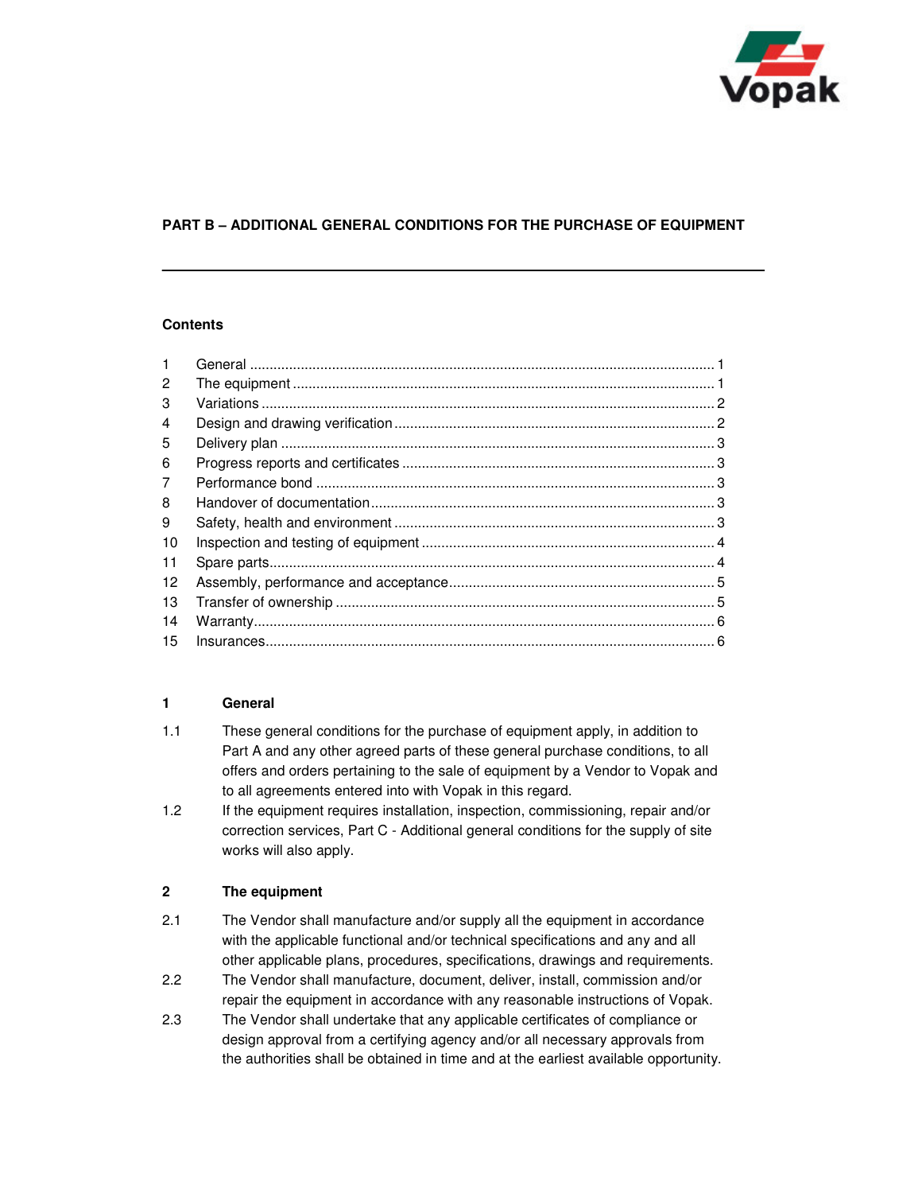## PART B – ADDITIONAL GENERAL CONDITIONS FOR THE PURCHASE OF EQUIPMENT

---

### Contents

| | | |
|---|---|---|
| 1 | General | 1 |
| 2 | The equipment | 1 |
| 3 | Variations | 2 |
| 4 | Design and drawing verification | 2 |
| 5 | Delivery plan | 3 |
| 6 | Progress reports and certificates | 3 |
| 7 | Performance bond | 3 |
| 8 | Handover of documentation | 3 |
| 9 | Safety, health and environment | 3 |
| 10 | Inspection and testing of equipment | 4 |
| 11 | Spare parts | 4 |
| 12 | Assembly, performance and acceptance | 5 |
| 13 | Transfer of ownership | 5 |
| 14 | Warranty | 6 |
| 15 | Insurances | 6 |

### 1 General

1.1 These general conditions for the purchase of equipment apply, in addition to Part A and any other agreed parts of these general purchase conditions, to all offers and orders pertaining to the sale of equipment by a Vendor to Vopak and to all agreements entered into with Vopak in this regard.

1.2 If the equipment requires installation, inspection, commissioning, repair and/or correction services, Part C - Additional general conditions for the supply of site works will also apply.

### 2 The equipment

2.1 The Vendor shall manufacture and/or supply all the equipment in accordance with the applicable functional and/or technical specifications and any and all other applicable plans, procedures, specifications, drawings and requirements.

2.2 The Vendor shall manufacture, document, deliver, install, commission and/or repair the equipment in accordance with any reasonable instructions of Vopak.

2.3 The Vendor shall undertake that any applicable certificates of compliance or design approval from a certifying agency and/or all necessary approvals from the authorities shall be obtained in time and at the earliest available opportunity.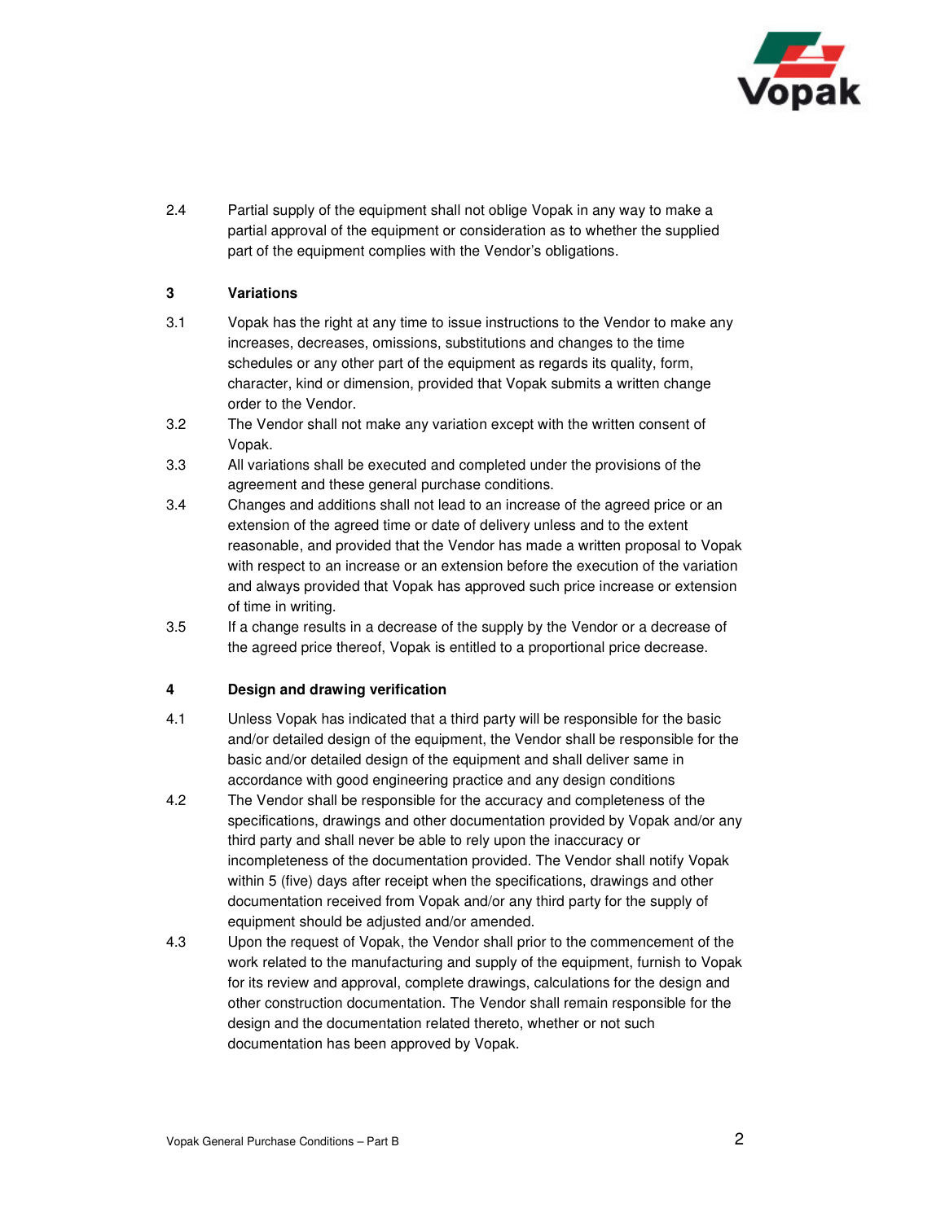2.4 Partial supply of the equipment shall not oblige Vopak in any way to make a partial approval of the equipment or consideration as to whether the supplied part of the equipment complies with the Vendor's obligations.

## 3 Variations

3.1 Vopak has the right at any time to issue instructions to the Vendor to make any increases, decreases, omissions, substitutions and changes to the time schedules or any other part of the equipment as regards its quality, form, character, kind or dimension, provided that Vopak submits a written change order to the Vendor.

3.2 The Vendor shall not make any variation except with the written consent of Vopak.

3.3 All variations shall be executed and completed under the provisions of the agreement and these general purchase conditions.

3.4 Changes and additions shall not lead to an increase of the agreed price or an extension of the agreed time or date of delivery unless and to the extent reasonable, and provided that the Vendor has made a written proposal to Vopak with respect to an increase or an extension before the execution of the variation and always provided that Vopak has approved such price increase or extension of time in writing.

3.5 If a change results in a decrease of the supply by the Vendor or a decrease of the agreed price thereof, Vopak is entitled to a proportional price decrease.

## 4 Design and drawing verification

4.1 Unless Vopak has indicated that a third party will be responsible for the basic and/or detailed design of the equipment, the Vendor shall be responsible for the basic and/or detailed design of the equipment and shall deliver same in accordance with good engineering practice and any design conditions

4.2 The Vendor shall be responsible for the accuracy and completeness of the specifications, drawings and other documentation provided by Vopak and/or any third party and shall never be able to rely upon the inaccuracy or incompleteness of the documentation provided. The Vendor shall notify Vopak within 5 (five) days after receipt when the specifications, drawings and other documentation received from Vopak and/or any third party for the supply of equipment should be adjusted and/or amended.

4.3 Upon the request of Vopak, the Vendor shall prior to the commencement of the work related to the manufacturing and supply of the equipment, furnish to Vopak for its review and approval, complete drawings, calculations for the design and other construction documentation. The Vendor shall remain responsible for the design and the documentation related thereto, whether or not such documentation has been approved by Vopak.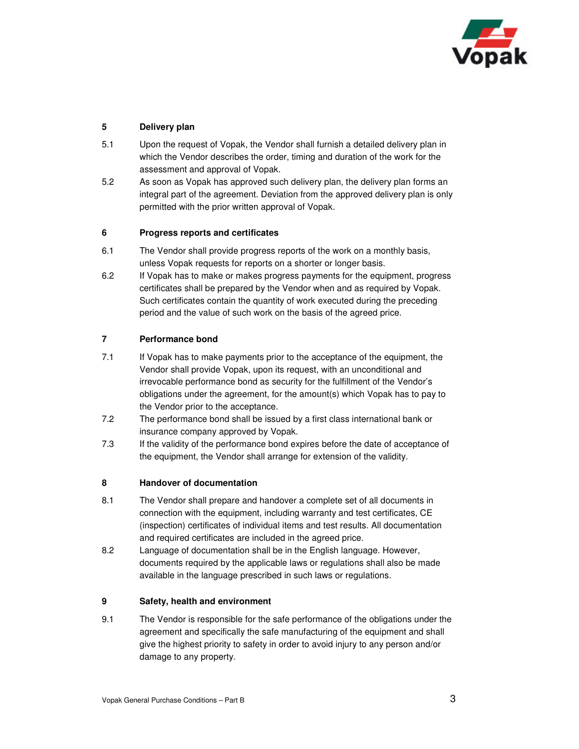## 5 Delivery plan

5.1 Upon the request of Vopak, the Vendor shall furnish a detailed delivery plan in which the Vendor describes the order, timing and duration of the work for the assessment and approval of Vopak.

5.2 As soon as Vopak has approved such delivery plan, the delivery plan forms an integral part of the agreement. Deviation from the approved delivery plan is only permitted with the prior written approval of Vopak.

## 6 Progress reports and certificates

6.1 The Vendor shall provide progress reports of the work on a monthly basis, unless Vopak requests for reports on a shorter or longer basis.

6.2 If Vopak has to make or makes progress payments for the equipment, progress certificates shall be prepared by the Vendor when and as required by Vopak. Such certificates contain the quantity of work executed during the preceding period and the value of such work on the basis of the agreed price.

## 7 Performance bond

7.1 If Vopak has to make payments prior to the acceptance of the equipment, the Vendor shall provide Vopak, upon its request, with an unconditional and irrevocable performance bond as security for the fulfillment of the Vendor's obligations under the agreement, for the amount(s) which Vopak has to pay to the Vendor prior to the acceptance.

7.2 The performance bond shall be issued by a first class international bank or insurance company approved by Vopak.

7.3 If the validity of the performance bond expires before the date of acceptance of the equipment, the Vendor shall arrange for extension of the validity.

## 8 Handover of documentation

8.1 The Vendor shall prepare and handover a complete set of all documents in connection with the equipment, including warranty and test certificates, CE (inspection) certificates of individual items and test results. All documentation and required certificates are included in the agreed price.

8.2 Language of documentation shall be in the English language. However, documents required by the applicable laws or regulations shall also be made available in the language prescribed in such laws or regulations.

## 9 Safety, health and environment

9.1 The Vendor is responsible for the safe performance of the obligations under the agreement and specifically the safe manufacturing of the equipment and shall give the highest priority to safety in order to avoid injury to any person and/or damage to any property.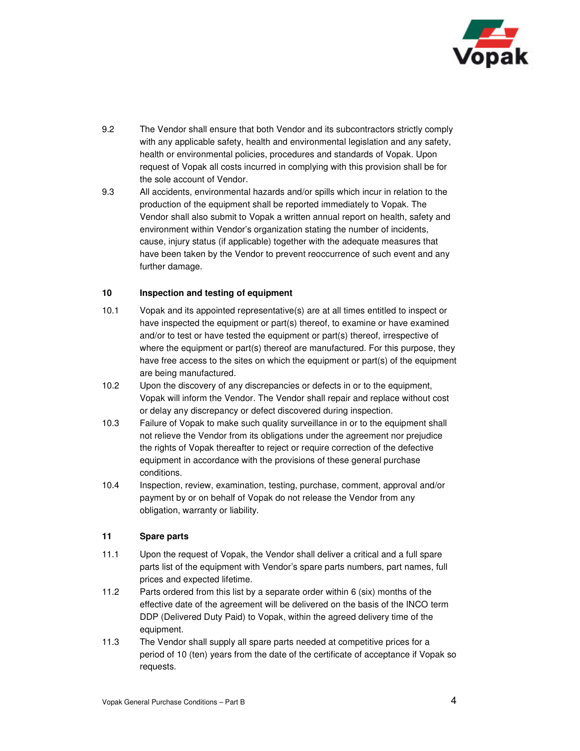9.2 The Vendor shall ensure that both Vendor and its subcontractors strictly comply with any applicable safety, health and environmental legislation and any safety, health or environmental policies, procedures and standards of Vopak. Upon request of Vopak all costs incurred in complying with this provision shall be for the sole account of Vendor.

9.3 All accidents, environmental hazards and/or spills which incur in relation to the production of the equipment shall be reported immediately to Vopak. The Vendor shall also submit to Vopak a written annual report on health, safety and environment within Vendor's organization stating the number of incidents, cause, injury status (if applicable) together with the adequate measures that have been taken by the Vendor to prevent reoccurrence of such event and any further damage.

## 10 Inspection and testing of equipment

10.1 Vopak and its appointed representative(s) are at all times entitled to inspect or have inspected the equipment or part(s) thereof, to examine or have examined and/or to test or have tested the equipment or part(s) thereof, irrespective of where the equipment or part(s) thereof are manufactured. For this purpose, they have free access to the sites on which the equipment or part(s) of the equipment are being manufactured.

10.2 Upon the discovery of any discrepancies or defects in or to the equipment, Vopak will inform the Vendor. The Vendor shall repair and replace without cost or delay any discrepancy or defect discovered during inspection.

10.3 Failure of Vopak to make such quality surveillance in or to the equipment shall not relieve the Vendor from its obligations under the agreement nor prejudice the rights of Vopak thereafter to reject or require correction of the defective equipment in accordance with the provisions of these general purchase conditions.

10.4 Inspection, review, examination, testing, purchase, comment, approval and/or payment by or on behalf of Vopak do not release the Vendor from any obligation, warranty or liability.

## 11 Spare parts

11.1 Upon the request of Vopak, the Vendor shall deliver a critical and a full spare parts list of the equipment with Vendor's spare parts numbers, part names, full prices and expected lifetime.

11.2 Parts ordered from this list by a separate order within 6 (six) months of the effective date of the agreement will be delivered on the basis of the INCO term DDP (Delivered Duty Paid) to Vopak, within the agreed delivery time of the equipment.

11.3 The Vendor shall supply all spare parts needed at competitive prices for a period of 10 (ten) years from the date of the certificate of acceptance if Vopak so requests.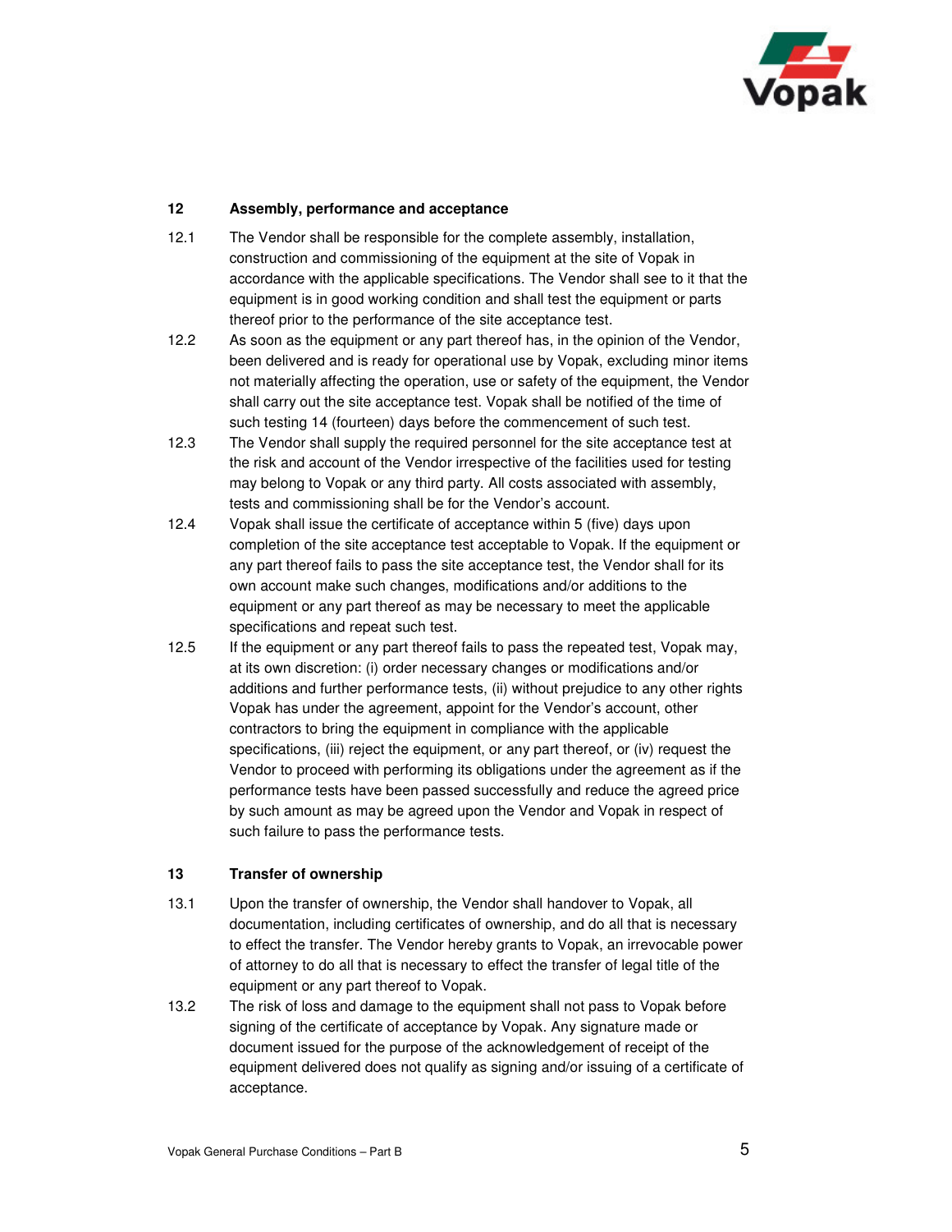## 12 Assembly, performance and acceptance

12.1 The Vendor shall be responsible for the complete assembly, installation, construction and commissioning of the equipment at the site of Vopak in accordance with the applicable specifications. The Vendor shall see to it that the equipment is in good working condition and shall test the equipment or parts thereof prior to the performance of the site acceptance test.

12.2 As soon as the equipment or any part thereof has, in the opinion of the Vendor, been delivered and is ready for operational use by Vopak, excluding minor items not materially affecting the operation, use or safety of the equipment, the Vendor shall carry out the site acceptance test. Vopak shall be notified of the time of such testing 14 (fourteen) days before the commencement of such test.

12.3 The Vendor shall supply the required personnel for the site acceptance test at the risk and account of the Vendor irrespective of the facilities used for testing may belong to Vopak or any third party. All costs associated with assembly, tests and commissioning shall be for the Vendor's account.

12.4 Vopak shall issue the certificate of acceptance within 5 (five) days upon completion of the site acceptance test acceptable to Vopak. If the equipment or any part thereof fails to pass the site acceptance test, the Vendor shall for its own account make such changes, modifications and/or additions to the equipment or any part thereof as may be necessary to meet the applicable specifications and repeat such test.

12.5 If the equipment or any part thereof fails to pass the repeated test, Vopak may, at its own discretion: (i) order necessary changes or modifications and/or additions and further performance tests, (ii) without prejudice to any other rights Vopak has under the agreement, appoint for the Vendor's account, other contractors to bring the equipment in compliance with the applicable specifications, (iii) reject the equipment, or any part thereof, or (iv) request the Vendor to proceed with performing its obligations under the agreement as if the performance tests have been passed successfully and reduce the agreed price by such amount as may be agreed upon the Vendor and Vopak in respect of such failure to pass the performance tests.

## 13 Transfer of ownership

13.1 Upon the transfer of ownership, the Vendor shall handover to Vopak, all documentation, including certificates of ownership, and do all that is necessary to effect the transfer. The Vendor hereby grants to Vopak, an irrevocable power of attorney to do all that is necessary to effect the transfer of legal title of the equipment or any part thereof to Vopak.

13.2 The risk of loss and damage to the equipment shall not pass to Vopak before signing of the certificate of acceptance by Vopak. Any signature made or document issued for the purpose of the acknowledgement of receipt of the equipment delivered does not qualify as signing and/or issuing of a certificate of acceptance.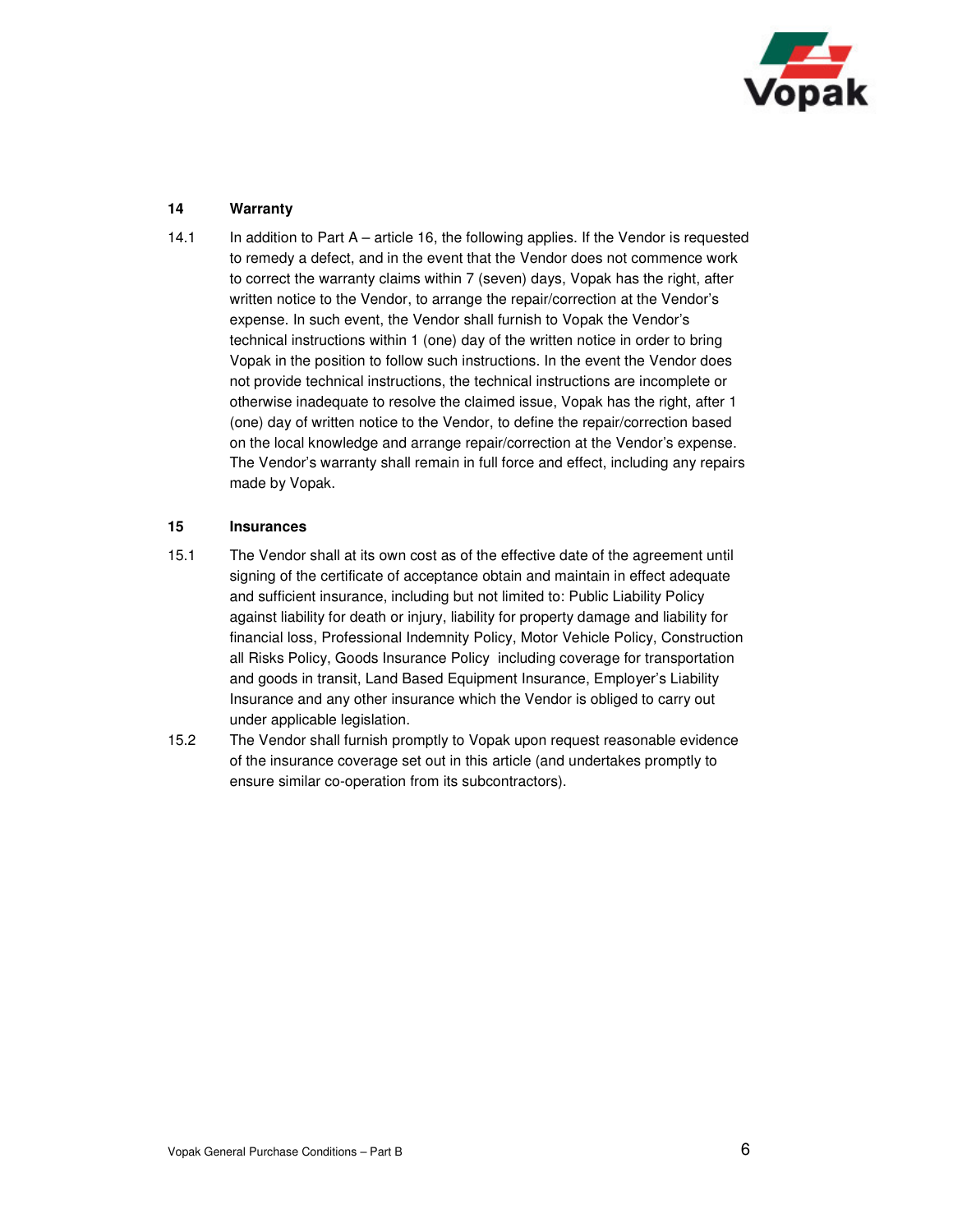## 14 Warranty

14.1 In addition to Part A – article 16, the following applies. If the Vendor is requested to remedy a defect, and in the event that the Vendor does not commence work to correct the warranty claims within 7 (seven) days, Vopak has the right, after written notice to the Vendor, to arrange the repair/correction at the Vendor's expense. In such event, the Vendor shall furnish to Vopak the Vendor's technical instructions within 1 (one) day of the written notice in order to bring Vopak in the position to follow such instructions. In the event the Vendor does not provide technical instructions, the technical instructions are incomplete or otherwise inadequate to resolve the claimed issue, Vopak has the right, after 1 (one) day of written notice to the Vendor, to define the repair/correction based on the local knowledge and arrange repair/correction at the Vendor's expense. The Vendor's warranty shall remain in full force and effect, including any repairs made by Vopak.

## 15 Insurances

15.1 The Vendor shall at its own cost as of the effective date of the agreement until signing of the certificate of acceptance obtain and maintain in effect adequate and sufficient insurance, including but not limited to: Public Liability Policy against liability for death or injury, liability for property damage and liability for financial loss, Professional Indemnity Policy, Motor Vehicle Policy, Construction all Risks Policy, Goods Insurance Policy including coverage for transportation and goods in transit, Land Based Equipment Insurance, Employer's Liability Insurance and any other insurance which the Vendor is obliged to carry out under applicable legislation.

15.2 The Vendor shall furnish promptly to Vopak upon request reasonable evidence of the insurance coverage set out in this article (and undertakes promptly to ensure similar co-operation from its subcontractors).